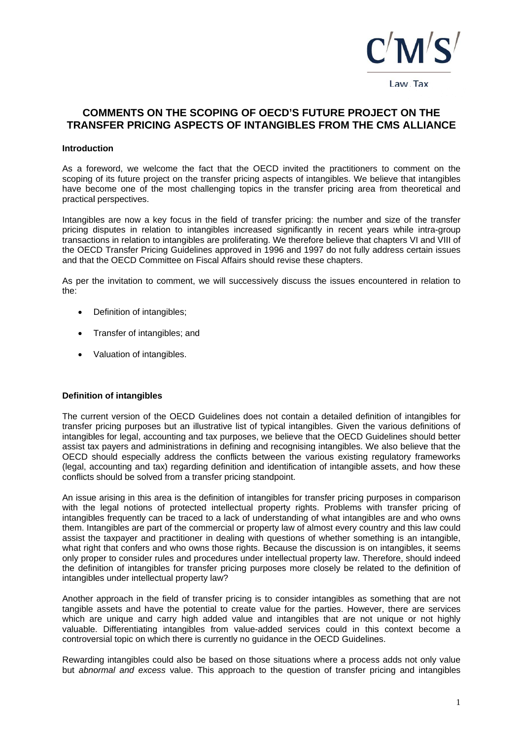C/M/S/

Law . Tax

# COMMENTS ON THE SCOPING OF OECD'S FUTURE PROJECT ON THE TRANSFER PRICING ASPECTS OF INTANGIBLES FROM THE CMS ALLIANCE

**Introduction**

As a foreword, we welcome the fact that the OECD invited the practitioners to comment on the scoping of its future project on the transfer pricing aspects of intangibles. We believe that intangibles have become one of the most challenging topics in the transfer pricing area from theoretical and practical perspectives.

Intangibles are now a key focus in the field of transfer pricing: the number and size of the transfer pricing disputes in relation to intangibles increased significantly in recent years while intra-group transactions in relation to intangibles are proliferating. We therefore believe that chapters VI and VIII of the OECD Transfer Pricing Guidelines approved in 1996 and 1997 do not fully address certain issues and that the OECD Committee on Fiscal Affairs should revise these chapters.

As per the invitation to comment, we will successively discuss the issues encountered in relation to the:

- Definition of intangibles;
- Transfer of intangibles; and
- Valuation of intangibles.

**Definition of intangibles**

The current version of the OECD Guidelines does not contain a detailed definition of intangibles for transfer pricing purposes but an illustrative list of typical intangibles. Given the various definitions of intangibles for legal, accounting and tax purposes, we believe that the OECD Guidelines should better assist tax payers and administrations in defining and recognising intangibles. We also believe that the OECD should especially address the conflicts between the various existing regulatory frameworks (legal, accounting and tax) regarding definition and identification of intangible assets, and how these conflicts should be solved from a transfer pricing standpoint.

An issue arising in this area is the definition of intangibles for transfer pricing purposes in comparison with the legal notions of protected intellectual property rights. Problems with transfer pricing of intangibles frequently can be traced to a lack of understanding of what intangibles are and who owns them. Intangibles are part of the commercial or property law of almost every country and this law could assist the taxpayer and practitioner in dealing with questions of whether something is an intangible, what right that confers and who owns those rights. Because the discussion is on intangibles, it seems only proper to consider rules and procedures under intellectual property law. Therefore, should indeed the definition of intangibles for transfer pricing purposes more closely be related to the definition of intangibles under intellectual property law?

Another approach in the field of transfer pricing is to consider intangibles as something that are not tangible assets and have the potential to create value for the parties. However, there are services which are unique and carry high added value and intangibles that are not unique or not highly valuable. Differentiating intangibles from value-added services could in this context become a controversial topic on which there is currently no guidance in the OECD Guidelines.

Rewarding intangibles could also be based on those situations where a process adds not only value but *abnormal and excess* value. This approach to the question of transfer pricing and intangibles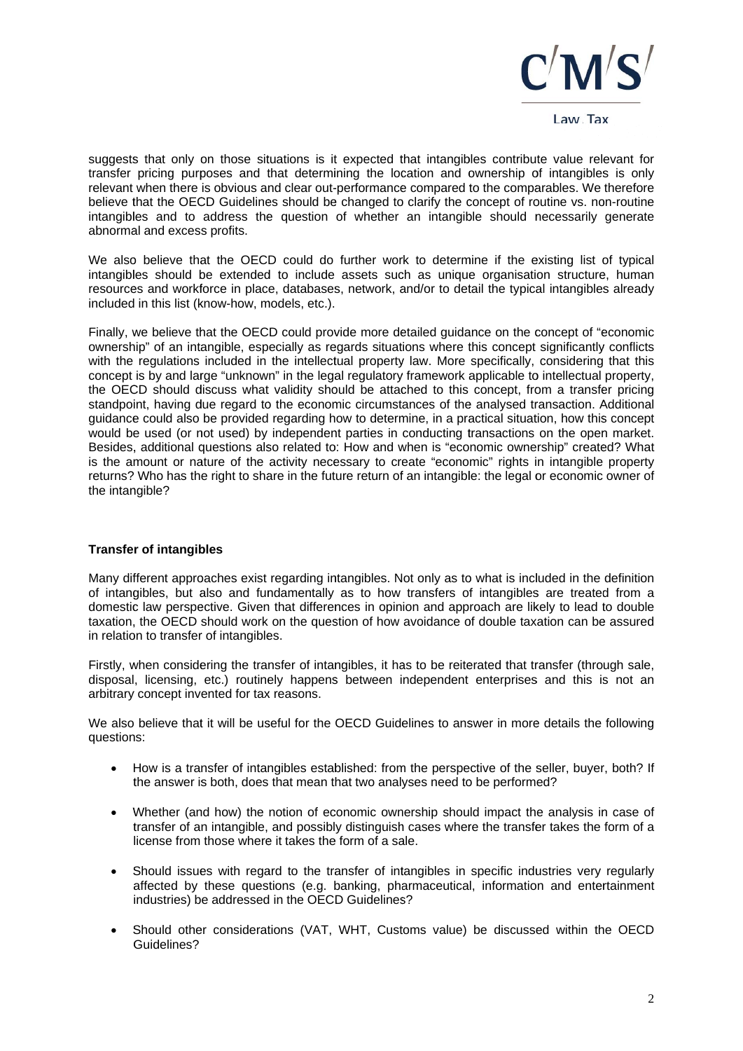suggests that only on those situations is it expected that intangibles contribute value relevant for transfer pricing purposes and that determining the location and ownership of intangibles is only relevant when there is obvious and clear out-performance compared to the comparables. We therefore believe that the OECD Guidelines should be changed to clarify the concept of routine vs. non-routine intangibles and to address the question of whether an intangible should necessarily generate abnormal and excess profits.

We also believe that the OECD could do further work to determine if the existing list of typical intangibles should be extended to include assets such as unique organisation structure, human resources and workforce in place, databases, network, and/or to detail the typical intangibles already included in this list (know-how, models, etc.).

Finally, we believe that the OECD could provide more detailed guidance on the concept of "economic ownership" of an intangible, especially as regards situations where this concept significantly conflicts with the regulations included in the intellectual property law. More specifically, considering that this concept is by and large "unknown" in the legal regulatory framework applicable to intellectual property, the OECD should discuss what validity should be attached to this concept, from a transfer pricing standpoint, having due regard to the economic circumstances of the analysed transaction. Additional guidance could also be provided regarding how to determine, in a practical situation, how this concept would be used (or not used) by independent parties in conducting transactions on the open market. Besides, additional questions also related to: How and when is "economic ownership" created? What is the amount or nature of the activity necessary to create "economic" rights in intangible property returns? Who has the right to share in the future return of an intangible: the legal or economic owner of the intangible?

**Transfer of intangibles**

Many different approaches exist regarding intangibles. Not only as to what is included in the definition of intangibles, but also and fundamentally as to how transfers of intangibles are treated from a domestic law perspective. Given that differences in opinion and approach are likely to lead to double taxation, the OECD should work on the question of how avoidance of double taxation can be assured in relation to transfer of intangibles.

Firstly, when considering the transfer of intangibles, it has to be reiterated that transfer (through sale, disposal, licensing, etc.) routinely happens between independent enterprises and this is not an arbitrary concept invented for tax reasons.

We also believe that it will be useful for the OECD Guidelines to answer in more details the following questions:

- How is a transfer of intangibles established: from the perspective of the seller, buyer, both? If the answer is both, does that mean that two analyses need to be performed?
- Whether (and how) the notion of economic ownership should impact the analysis in case of transfer of an intangible, and possibly distinguish cases where the transfer takes the form of a license from those where it takes the form of a sale.
- Should issues with regard to the transfer of intangibles in specific industries very regularly affected by these questions (e.g. banking, pharmaceutical, information and entertainment industries) be addressed in the OECD Guidelines?
- Should other considerations (VAT, WHT, Customs value) be discussed within the OECD Guidelines?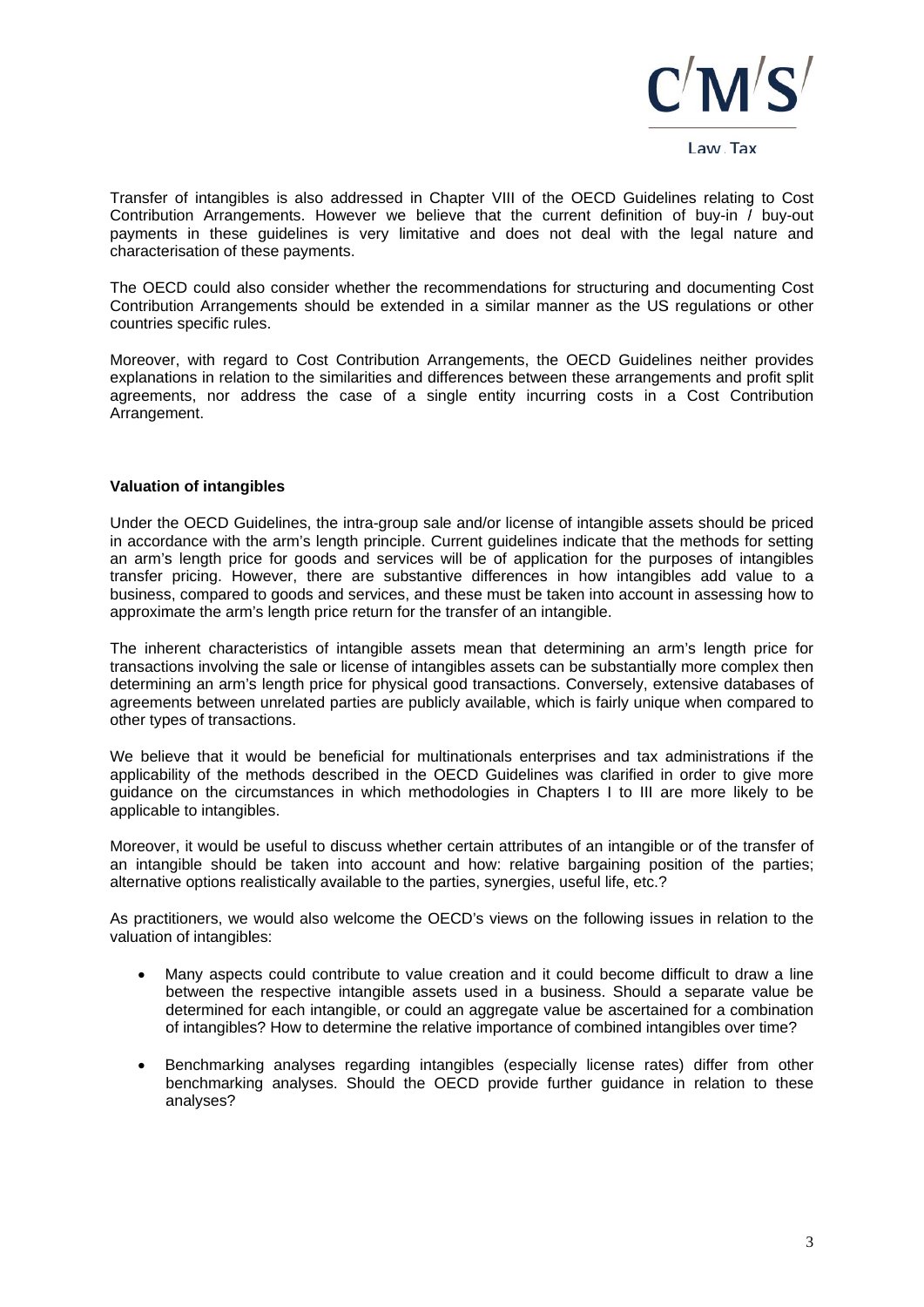Transfer of intangibles is also addressed in Chapter VIII of the OECD Guidelines relating to Cost Contribution Arrangements. However we believe that the current definition of buy-in / buy-out payments in these guidelines is very limitative and does not deal with the legal nature and characterisation of these payments.

The OECD could also consider whether the recommendations for structuring and documenting Cost Contribution Arrangements should be extended in a similar manner as the US regulations or other countries specific rules.

Moreover, with regard to Cost Contribution Arrangements, the OECD Guidelines neither provides explanations in relation to the similarities and differences between these arrangements and profit split agreements, nor address the case of a single entity incurring costs in a Cost Contribution Arrangement.

**Valuation of intangibles**

Under the OECD Guidelines, the intra-group sale and/or license of intangible assets should be priced in accordance with the arm's length principle. Current guidelines indicate that the methods for setting an arm's length price for goods and services will be of application for the purposes of intangibles transfer pricing. However, there are substantive differences in how intangibles add value to a business, compared to goods and services, and these must be taken into account in assessing how to approximate the arm's length price return for the transfer of an intangible.

The inherent characteristics of intangible assets mean that determining an arm's length price for transactions involving the sale or license of intangibles assets can be substantially more complex then determining an arm's length price for physical good transactions. Conversely, extensive databases of agreements between unrelated parties are publicly available, which is fairly unique when compared to other types of transactions.

We believe that it would be beneficial for multinationals enterprises and tax administrations if the applicability of the methods described in the OECD Guidelines was clarified in order to give more guidance on the circumstances in which methodologies in Chapters I to III are more likely to be applicable to intangibles.

Moreover, it would be useful to discuss whether certain attributes of an intangible or of the transfer of an intangible should be taken into account and how: relative bargaining position of the parties; alternative options realistically available to the parties, synergies, useful life, etc.?

As practitioners, we would also welcome the OECD's views on the following issues in relation to the valuation of intangibles:

- Many aspects could contribute to value creation and it could become difficult to draw a line between the respective intangible assets used in a business. Should a separate value be determined for each intangible, or could an aggregate value be ascertained for a combination of intangibles? How to determine the relative importance of combined intangibles over time?
- Benchmarking analyses regarding intangibles (especially license rates) differ from other benchmarking analyses. Should the OECD provide further guidance in relation to these analyses?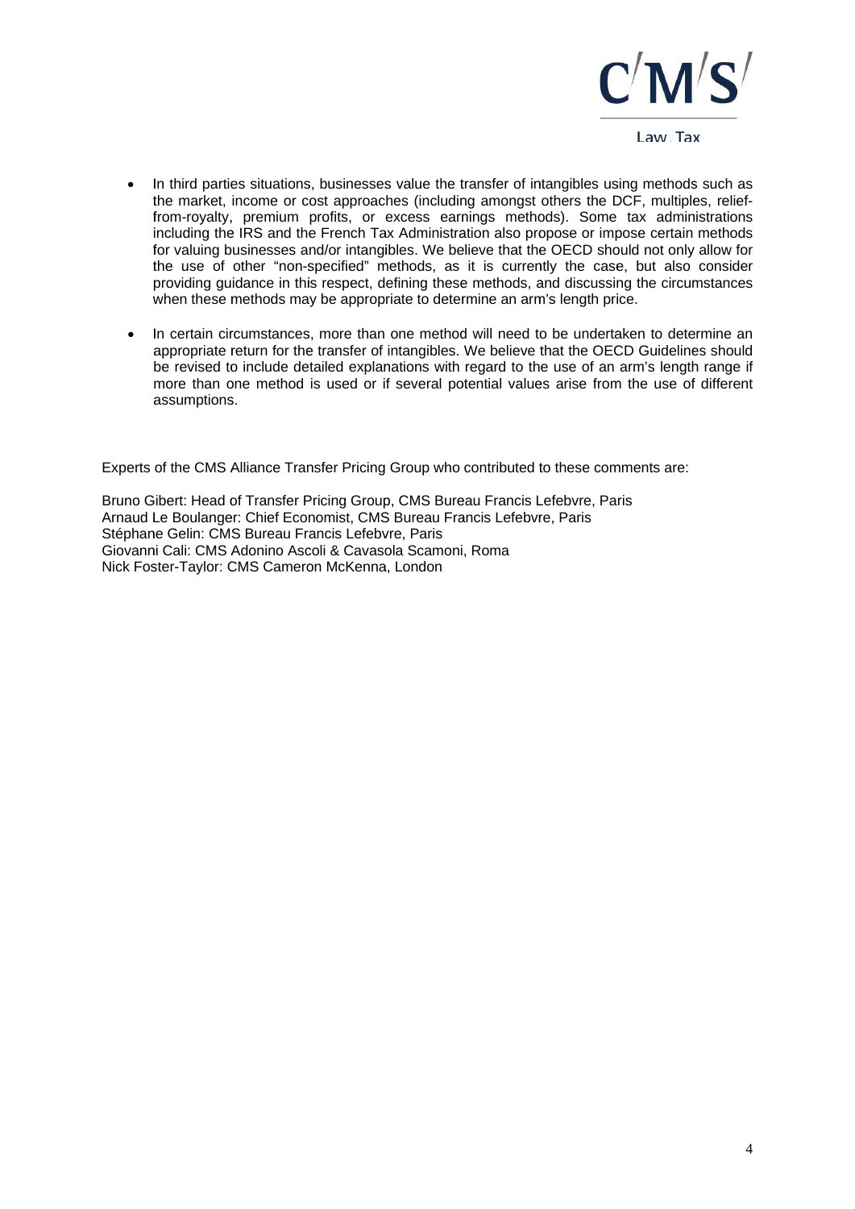- In third parties situations, businesses value the transfer of intangibles using methods such as the market, income or cost approaches (including amongst others the DCF, multiples, relief-from-royalty, premium profits, or excess earnings methods). Some tax administrations including the IRS and the French Tax Administration also propose or impose certain methods for valuing businesses and/or intangibles. We believe that the OECD should not only allow for the use of other "non-specified" methods, as it is currently the case, but also consider providing guidance in this respect, defining these methods, and discussing the circumstances when these methods may be appropriate to determine an arm's length price.

- In certain circumstances, more than one method will need to be undertaken to determine an appropriate return for the transfer of intangibles. We believe that the OECD Guidelines should be revised to include detailed explanations with regard to the use of an arm's length range if more than one method is used or if several potential values arise from the use of different assumptions.

Experts of the CMS Alliance Transfer Pricing Group who contributed to these comments are:

Bruno Gibert: Head of Transfer Pricing Group, CMS Bureau Francis Lefebvre, Paris
Arnaud Le Boulanger: Chief Economist, CMS Bureau Francis Lefebvre, Paris
Stéphane Gelin: CMS Bureau Francis Lefebvre, Paris
Giovanni Cali: CMS Adonino Ascoli & Cavasola Scamoni, Roma
Nick Foster-Taylor: CMS Cameron McKenna, London